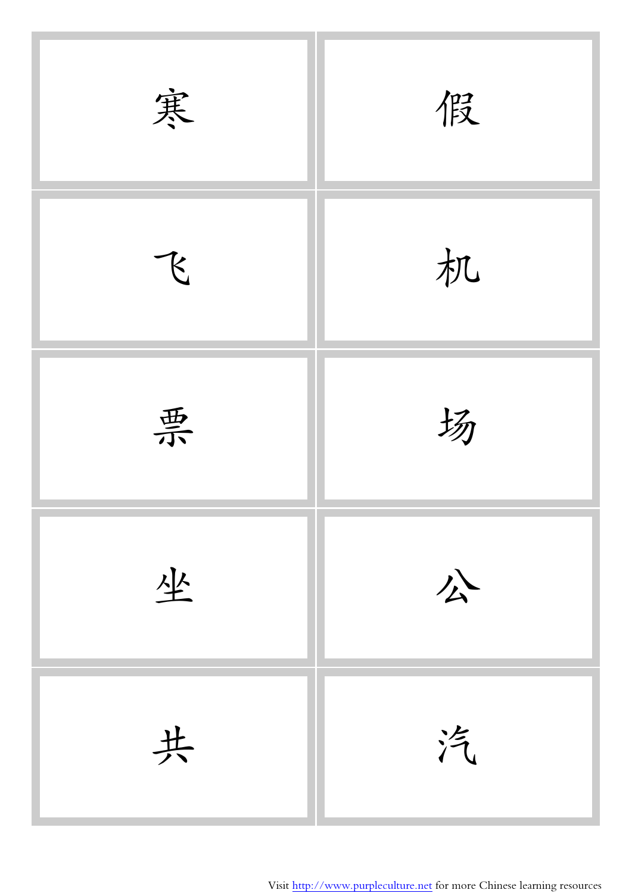| | |
|---|---|
| 寒 | 假 |
| 飞 | 机 |
| 票 | 场 |
| 坐 | 公 |
| 共 | 汽 |

Visit http://www.purpleculture.net for more Chinese learning resources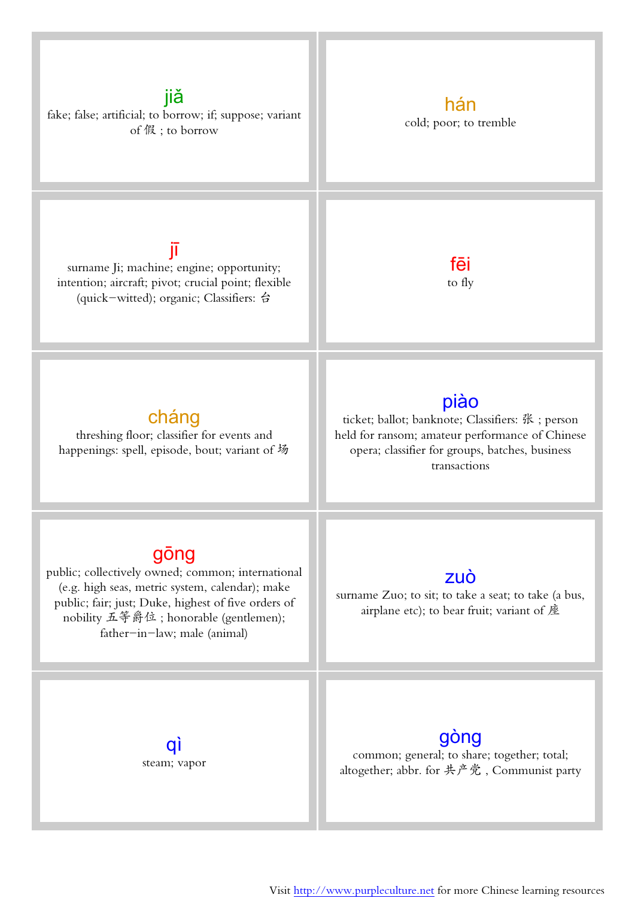| | |
|---|---|
| **jiǎ**<br>fake; false; artificial; to borrow; if; suppose; variant of 假 ; to borrow | **hán**<br>cold; poor; to tremble |
| **jī**<br>surname Ji; machine; engine; opportunity; intention; aircraft; pivot; crucial point; flexible (quick−witted); organic; Classifiers: 台 | **fēi**<br>to fly |
| **cháng**<br>threshing floor; classifier for events and happenings: spell, episode, bout; variant of 场 | **piào**<br>ticket; ballot; banknote; Classifiers: 张 ; person held for ransom; amateur performance of Chinese opera; classifier for groups, batches, business transactions |
| **gōng**<br>public; collectively owned; common; international (e.g. high seas, metric system, calendar); make public; fair; just; Duke, highest of five orders of nobility 五等爵位 ; honorable (gentlemen); father−in−law; male (animal) | **zuò**<br>surname Zuo; to sit; to take a seat; to take (a bus, airplane etc); to bear fruit; variant of 座 |
| **qì**<br>steam; vapor | **gòng**<br>common; general; to share; together; total; altogether; abbr. for 共产党 , Communist party |

Visit http://www.purpleculture.net for more Chinese learning resources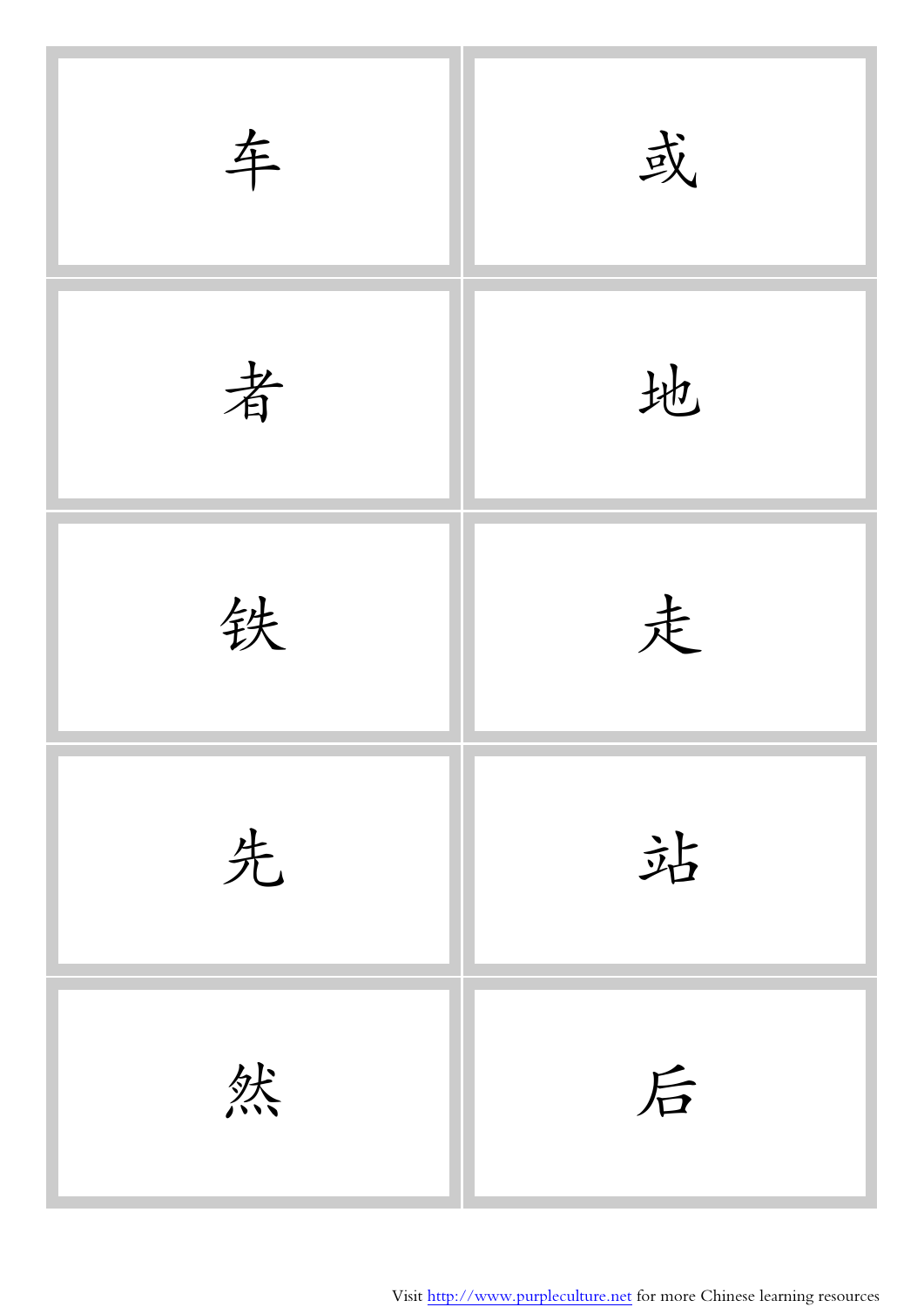| | |
|---|---|
| 车 | 或 |
| 者 | 地 |
| 铁 | 走 |
| 先 | 站 |
| 然 | 后 |

Visit http://www.purpleculture.net for more Chinese learning resources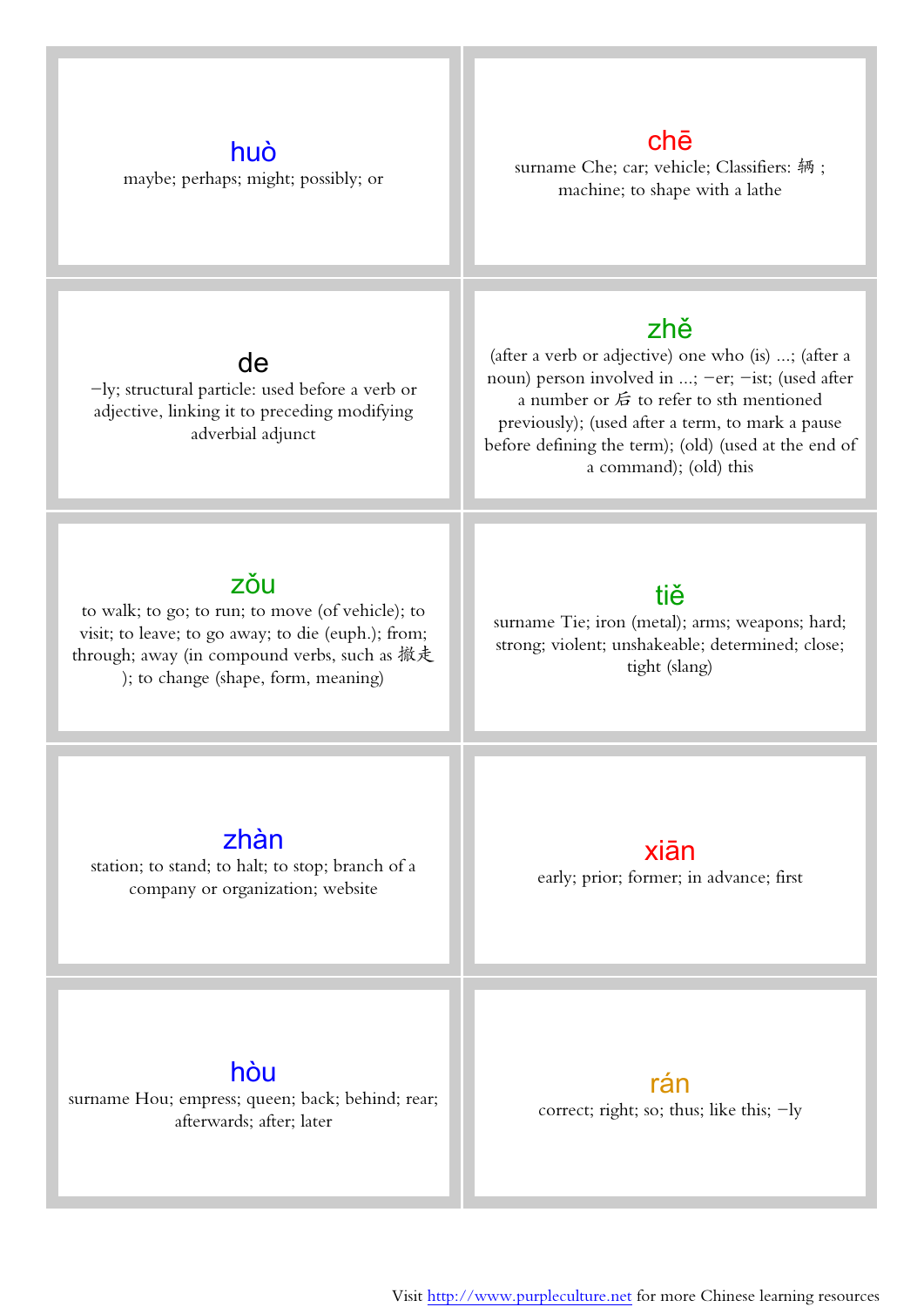| | |
|---|---|
| **huò**<br>maybe; perhaps; might; possibly; or | **chē**<br>surname Che; car; vehicle; Classifiers: 辆 ; machine; to shape with a lathe |
| **de**<br>−ly; structural particle: used before a verb or adjective, linking it to preceding modifying adverbial adjunct | **zhě**<br>(after a verb or adjective) one who (is) ...; (after a noun) person involved in ...; −er; −ist; (used after a number or 后 to refer to sth mentioned previously); (used after a term, to mark a pause before defining the term); (old) (used at the end of a command); (old) this |
| **zǒu**<br>to walk; to go; to run; to move (of vehicle); to visit; to leave; to go away; to die (euph.); from; through; away (in compound verbs, such as 撤走 ); to change (shape, form, meaning) | **tiě**<br>surname Tie; iron (metal); arms; weapons; hard; strong; violent; unshakeable; determined; close; tight (slang) |
| **zhàn**<br>station; to stand; to halt; to stop; branch of a company or organization; website | **xiān**<br>early; prior; former; in advance; first |
| **hòu**<br>surname Hou; empress; queen; back; behind; rear; afterwards; after; later | **rán**<br>correct; right; so; thus; like this; −ly |

Visit http://www.purpleculture.net for more Chinese learning resources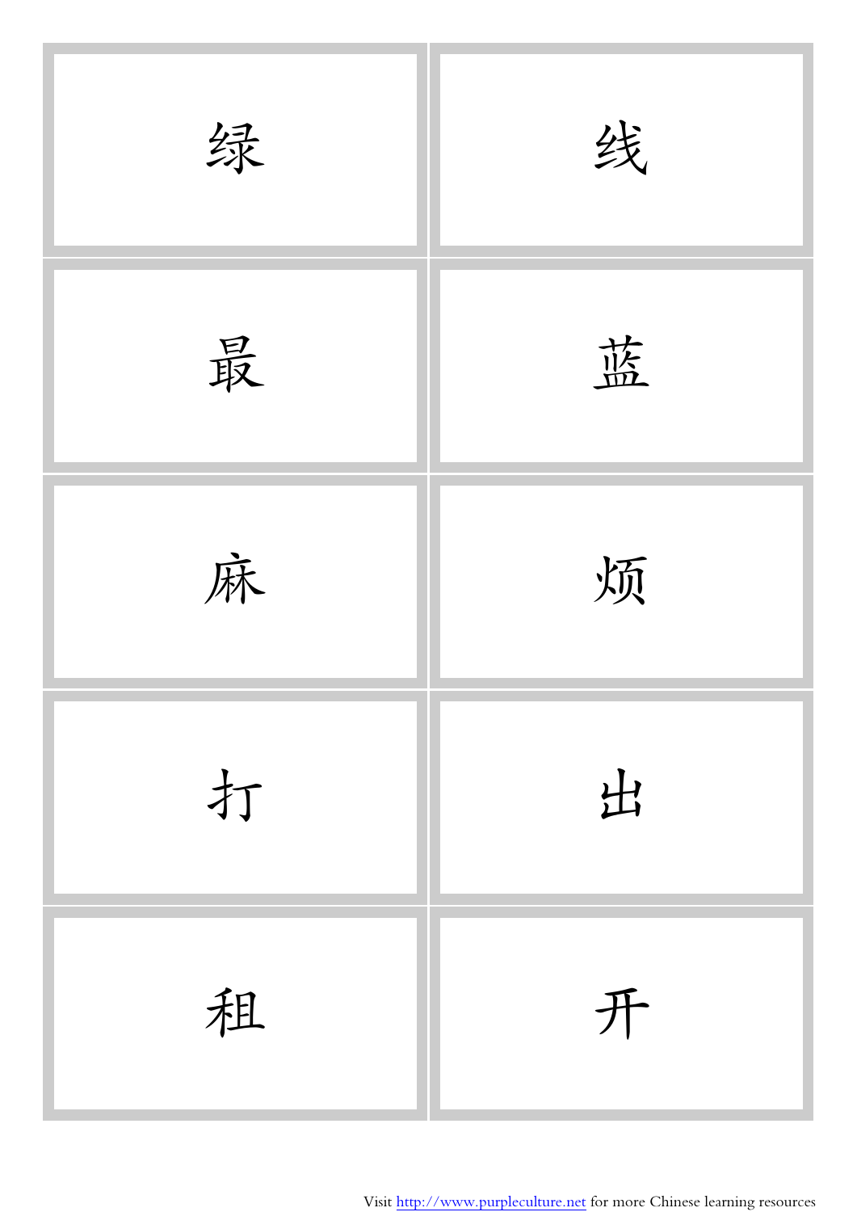| | |
|---|---|
| 绿 | 线 |
| 最 | 蓝 |
| 麻 | 烦 |
| 打 | 出 |
| 租 | 开 |

Visit http://www.purpleculture.net for more Chinese learning resources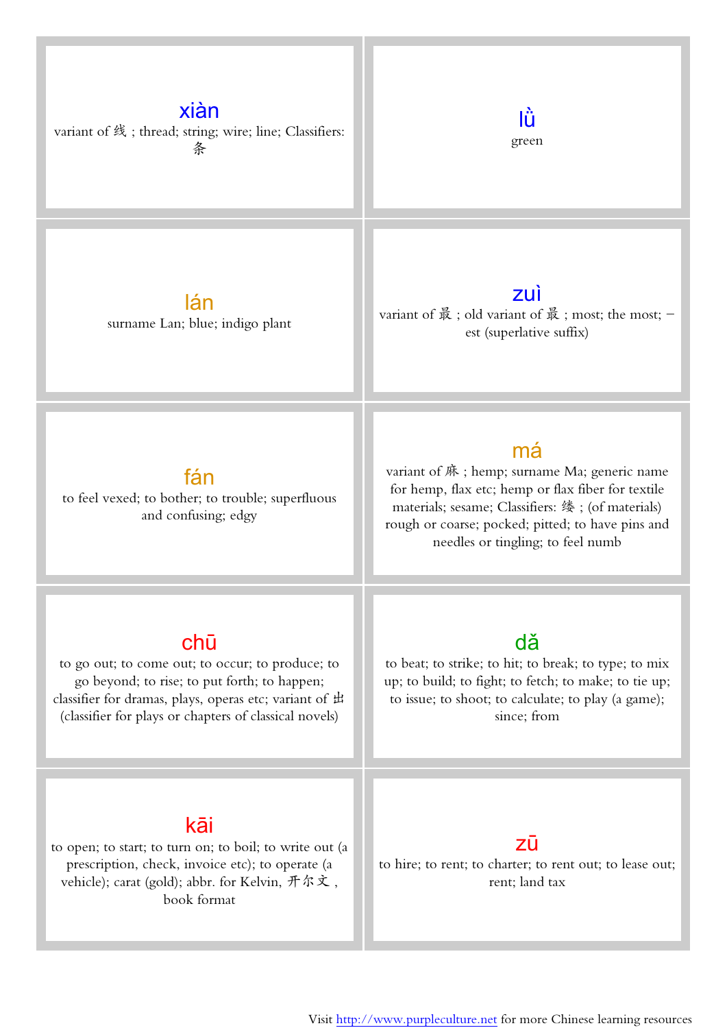| | |
|---|---|
| **xiàn**<br>variant of 线 ; thread; string; wire; line; Classifiers: 条 | **lǜ**<br>green |
| **lán**<br>surname Lan; blue; indigo plant | **zuì**<br>variant of 最 ; old variant of 最 ; most; the most; -est (superlative suffix) |
| **fán**<br>to feel vexed; to bother; to trouble; superfluous and confusing; edgy | **má**<br>variant of 麻 ; hemp; surname Ma; generic name for hemp, flax etc; hemp or flax fiber for textile materials; sesame; Classifiers: 缕 ; (of materials) rough or coarse; pocked; pitted; to have pins and needles or tingling; to feel numb |
| **chū**<br>to go out; to come out; to occur; to produce; to go beyond; to rise; to put forth; to happen; classifier for dramas, plays, operas etc; variant of 出 (classifier for plays or chapters of classical novels) | **dǎ**<br>to beat; to strike; to hit; to break; to type; to mix up; to build; to fight; to fetch; to make; to tie up; to issue; to shoot; to calculate; to play (a game); since; from |
| **kāi**<br>to open; to start; to turn on; to boil; to write out (a prescription, check, invoice etc); to operate (a vehicle); carat (gold); abbr. for Kelvin, 开尔文 , book format | **zū**<br>to hire; to rent; to charter; to rent out; to lease out; rent; land tax |

Visit http://www.purpleculture.net for more Chinese learning resources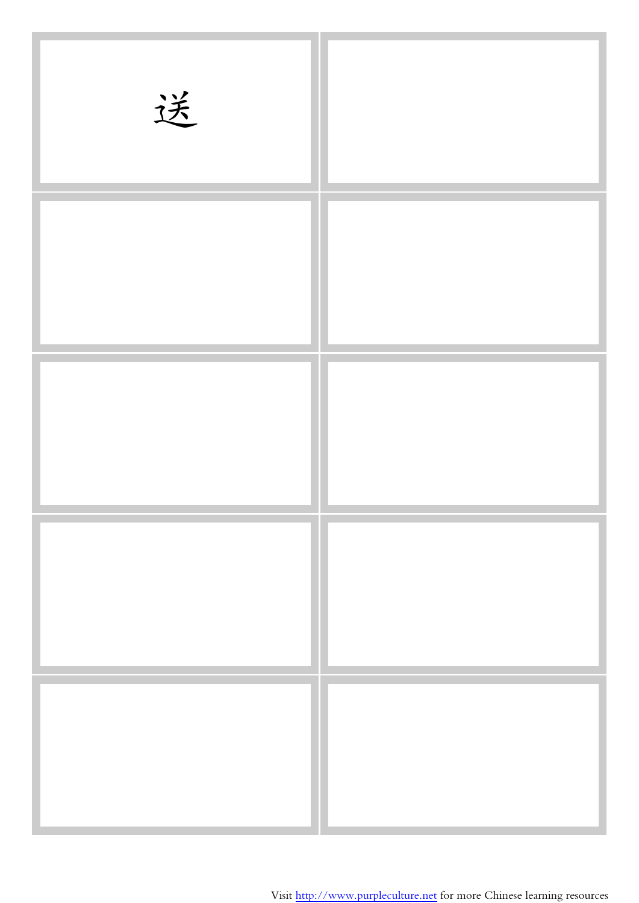送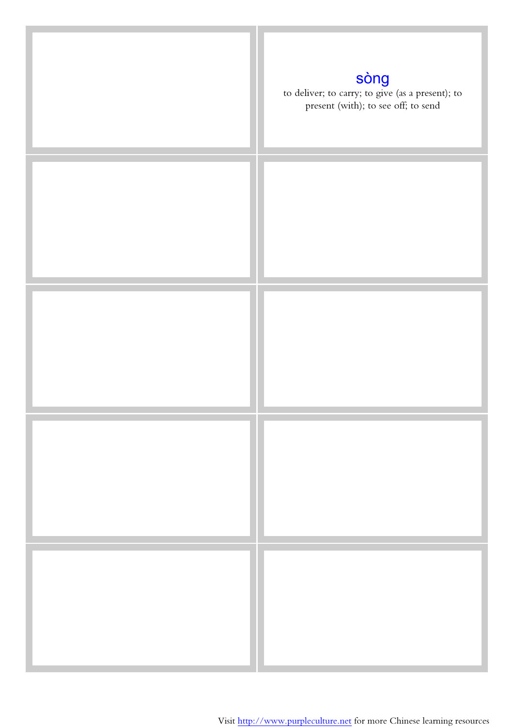sòng

to deliver; to carry; to give (as a present); to present (with); to see off; to send

Visit http://www.purpleculture.net for more Chinese learning resources